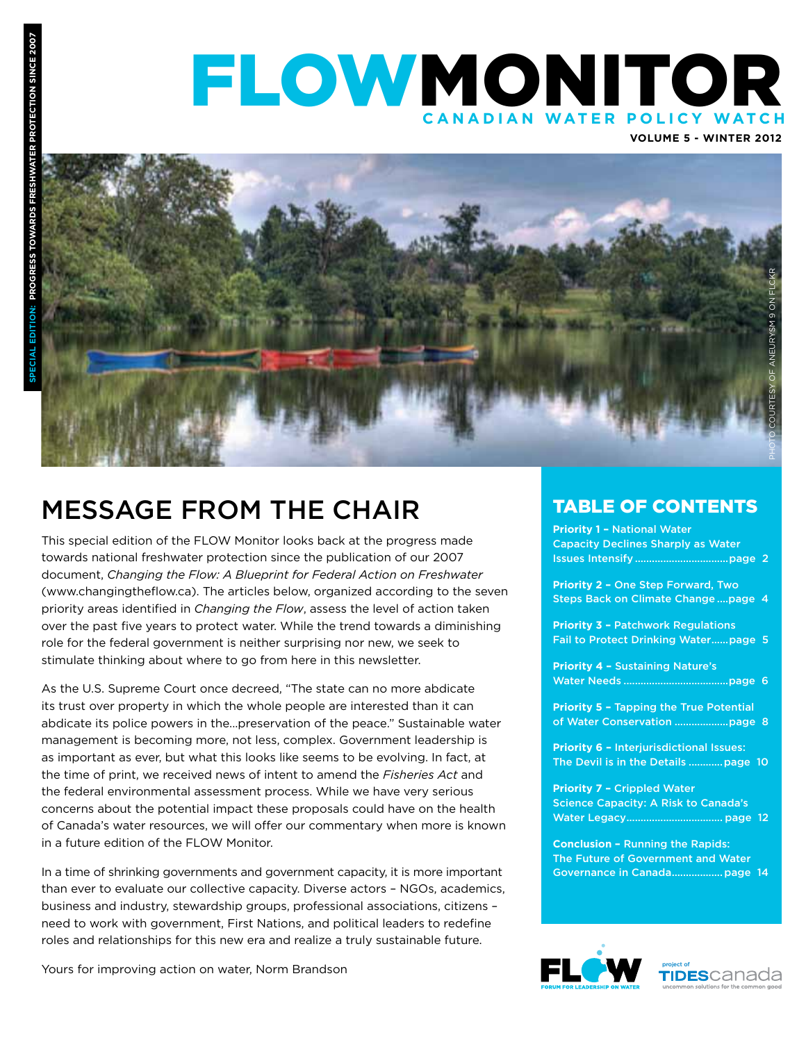SPECIAL EDITION: PROGRESS TOWARDS FRESHWATER PROTECTION SINCE 2007

# FLOWMONITOR

CANADIAN WATER POLICY WATCH

VOLUME 5 - WINTER 2012

PHOTO COURTESY OF ANEURYSM 9 ON FLICKR

## MESSAGE FROM THE CHAIR

This special edition of the FLOW Monitor looks back at the progress made towards national freshwater protection since the publication of our 2007 document, *Changing the Flow: A Blueprint for Federal Action on Freshwater* (www.changingtheflow.ca). The articles below, organized according to the seven priority areas identified in *Changing the Flow*, assess the level of action taken over the past five years to protect water. While the trend towards a diminishing role for the federal government is neither surprising nor new, we seek to stimulate thinking about where to go from here in this newsletter.

As the U.S. Supreme Court once decreed, "The state can no more abdicate its trust over property in which the whole people are interested than it can abdicate its police powers in the...preservation of the peace." Sustainable water management is becoming more, not less, complex. Government leadership is as important as ever, but what this looks like seems to be evolving. In fact, at the time of print, we received news of intent to amend the *Fisheries Act* and the federal environmental assessment process. While we have very serious concerns about the potential impact these proposals could have on the health of Canada's water resources, we will offer our commentary when more is known in a future edition of the FLOW Monitor.

In a time of shrinking governments and government capacity, it is more important than ever to evaluate our collective capacity. Diverse actors – NGOs, academics, business and industry, stewardship groups, professional associations, citizens – need to work with government, First Nations, and political leaders to redefine roles and relationships for this new era and realize a truly sustainable future.

Yours for improving action on water, Norm Brandson

## TABLE OF CONTENTS

**Priority 1 – National Water Capacity Declines Sharply as Water Issues Intensify** ........ page 2

**Priority 2 – One Step Forward, Two Steps Back on Climate Change** ........ page 4

**Priority 3 – Patchwork Regulations Fail to Protect Drinking Water** ........ page 5

**Priority 4 – Sustaining Nature's Water Needs** ........ page 6

**Priority 5 – Tapping the True Potential of Water Conservation** ........ page 8

**Priority 6 – Interjurisdictional Issues: The Devil is in the Details** ........ page 10

**Priority 7 – Crippled Water Science Capacity: A Risk to Canada's Water Legacy** ........ page 12

**Conclusion – Running the Rapids: The Future of Government and Water Governance in Canada** ........ page 14

FLOW – FORUM FOR LEADERSHIP ON WATER

project of TIDES canada – uncommon solutions for the common good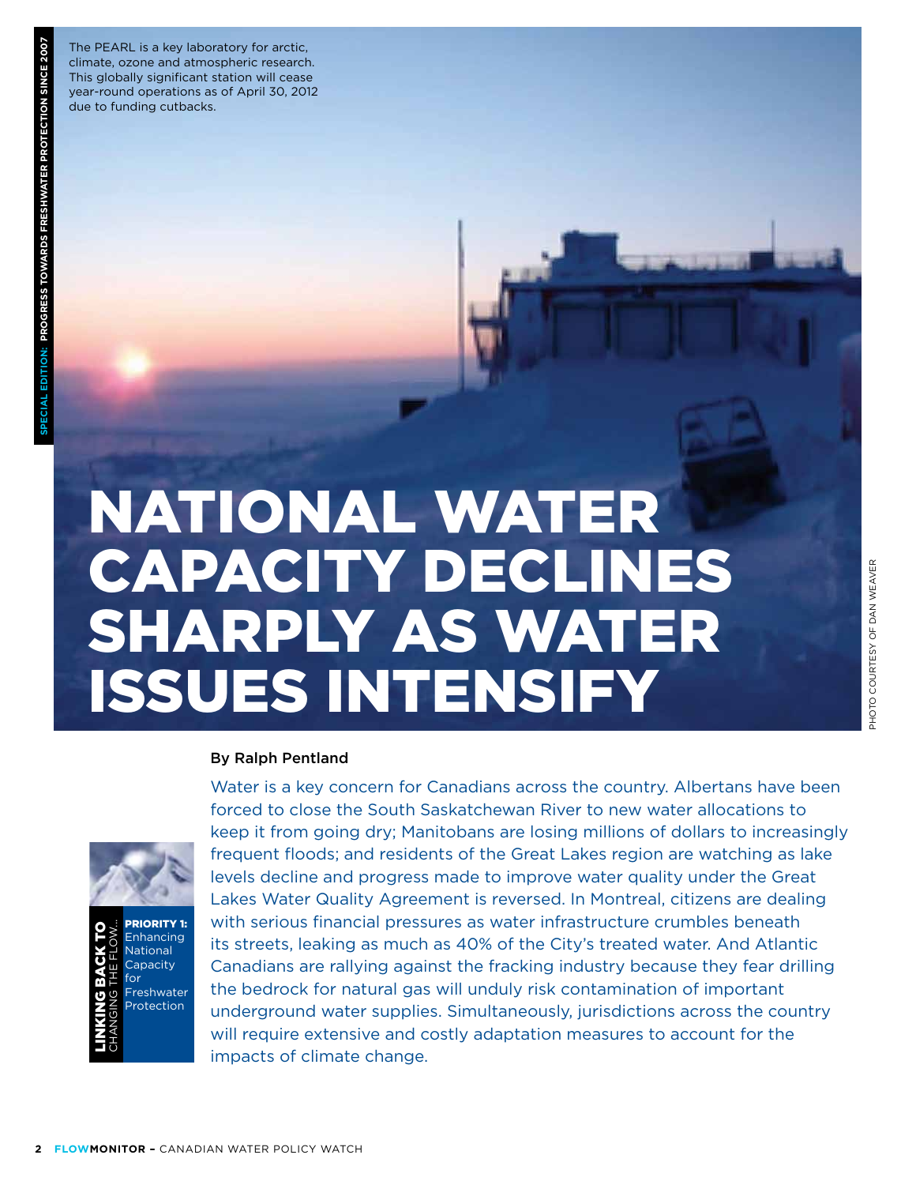The PEARL is a key laboratory for arctic, climate, ozone and atmospheric research. This globally significant station will cease year-round operations as of April 30, 2012 due to funding cutbacks.

PHOTO COURTESY OF DAN WEAVER

# NATIONAL WATER CAPACITY DECLINES SHARPLY AS WATER ISSUES INTENSIFY

**By Ralph Pentland**

**LINKING BACK TO** CHANGING THE FLOW...

**PRIORITY 1:** Enhancing National Capacity for Freshwater Protection

Water is a key concern for Canadians across the country. Albertans have been forced to close the South Saskatchewan River to new water allocations to keep it from going dry; Manitobans are losing millions of dollars to increasingly frequent floods; and residents of the Great Lakes region are watching as lake levels decline and progress made to improve water quality under the Great Lakes Water Quality Agreement is reversed. In Montreal, citizens are dealing with serious financial pressures as water infrastructure crumbles beneath its streets, leaking as much as 40% of the City's treated water. And Atlantic Canadians are rallying against the fracking industry because they fear drilling the bedrock for natural gas will unduly risk contamination of important underground water supplies. Simultaneously, jurisdictions across the country will require extensive and costly adaptation measures to account for the impacts of climate change.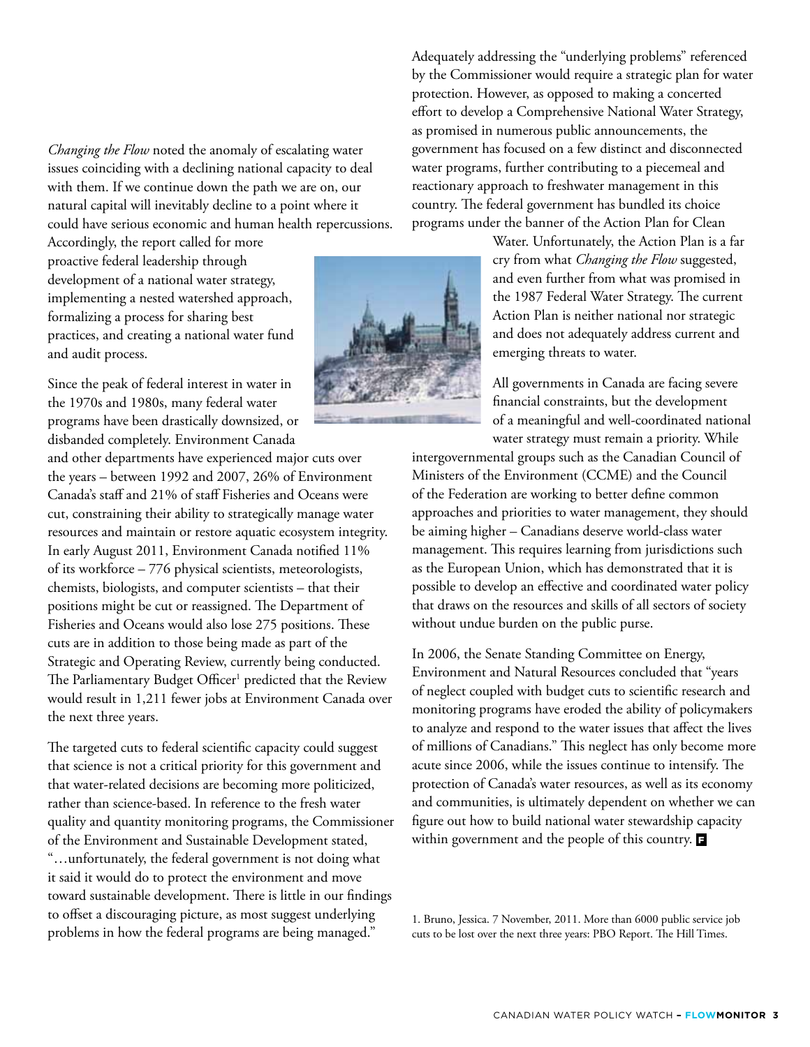*Changing the Flow* noted the anomaly of escalating water issues coinciding with a declining national capacity to deal with them. If we continue down the path we are on, our natural capital will inevitably decline to a point where it could have serious economic and human health repercussions. Accordingly, the report called for more proactive federal leadership through development of a national water strategy, implementing a nested watershed approach, formalizing a process for sharing best practices, and creating a national water fund and audit process.

Since the peak of federal interest in water in the 1970s and 1980s, many federal water programs have been drastically downsized, or disbanded completely. Environment Canada and other departments have experienced major cuts over the years – between 1992 and 2007, 26% of Environment Canada's staff and 21% of staff Fisheries and Oceans were cut, constraining their ability to strategically manage water resources and maintain or restore aquatic ecosystem integrity. In early August 2011, Environment Canada notified 11% of its workforce – 776 physical scientists, meteorologists, chemists, biologists, and computer scientists – that their positions might be cut or reassigned. The Department of Fisheries and Oceans would also lose 275 positions. These cuts are in addition to those being made as part of the Strategic and Operating Review, currently being conducted. The Parliamentary Budget Officer[1] predicted that the Review would result in 1,211 fewer jobs at Environment Canada over the next three years.

The targeted cuts to federal scientific capacity could suggest that science is not a critical priority for this government and that water-related decisions are becoming more politicized, rather than science-based. In reference to the fresh water quality and quantity monitoring programs, the Commissioner of the Environment and Sustainable Development stated, "…unfortunately, the federal government is not doing what it said it would do to protect the environment and move toward sustainable development. There is little in our findings to offset a discouraging picture, as most suggest underlying problems in how the federal programs are being managed."

Adequately addressing the "underlying problems" referenced by the Commissioner would require a strategic plan for water protection. However, as opposed to making a concerted effort to develop a Comprehensive National Water Strategy, as promised in numerous public announcements, the government has focused on a few distinct and disconnected water programs, further contributing to a piecemeal and reactionary approach to freshwater management in this country. The federal government has bundled its choice programs under the banner of the Action Plan for Clean Water. Unfortunately, the Action Plan is a far cry from what *Changing the Flow* suggested, and even further from what was promised in the 1987 Federal Water Strategy. The current Action Plan is neither national nor strategic and does not adequately address current and emerging threats to water.

All governments in Canada are facing severe financial constraints, but the development of a meaningful and well-coordinated national water strategy must remain a priority. While intergovernmental groups such as the Canadian Council of Ministers of the Environment (CCME) and the Council of the Federation are working to better define common approaches and priorities to water management, they should be aiming higher – Canadians deserve world-class water management. This requires learning from jurisdictions such as the European Union, which has demonstrated that it is possible to develop an effective and coordinated water policy that draws on the resources and skills of all sectors of society without undue burden on the public purse.

In 2006, the Senate Standing Committee on Energy, Environment and Natural Resources concluded that "years of neglect coupled with budget cuts to scientific research and monitoring programs have eroded the ability of policymakers to analyze and respond to the water issues that affect the lives of millions of Canadians." This neglect has only become more acute since 2006, while the issues continue to intensify. The protection of Canada's water resources, as well as its economy and communities, is ultimately dependent on whether we can figure out how to build national water stewardship capacity within government and the people of this country.

1. Bruno, Jessica. 7 November, 2011. More than 6000 public service job cuts to be lost over the next three years: PBO Report. The Hill Times.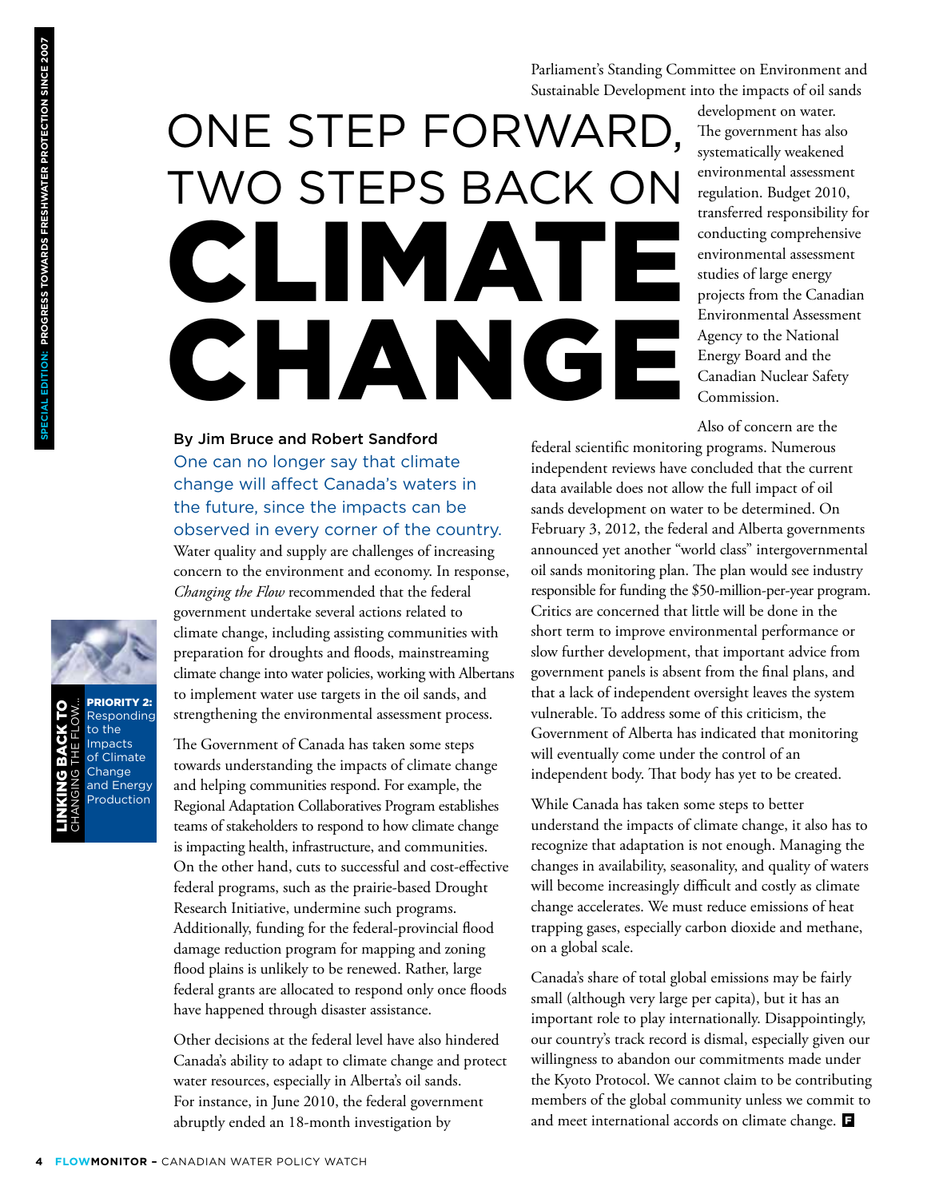# ONE STEP FORWARD, TWO STEPS BACK ON CLIMATE CHANGE

**By Jim Bruce and Robert Sandford**

One can no longer say that climate change will affect Canada's waters in the future, since the impacts can be observed in every corner of the country.

Water quality and supply are challenges of increasing concern to the environment and economy. In response, *Changing the Flow* recommended that the federal government undertake several actions related to climate change, including assisting communities with preparation for droughts and floods, mainstreaming climate change into water policies, working with Albertans to implement water use targets in the oil sands, and strengthening the environmental assessment process.

The Government of Canada has taken some steps towards understanding the impacts of climate change and helping communities respond. For example, the Regional Adaptation Collaboratives Program establishes teams of stakeholders to respond to how climate change is impacting health, infrastructure, and communities. On the other hand, cuts to successful and cost-effective federal programs, such as the prairie-based Drought Research Initiative, undermine such programs. Additionally, funding for the federal-provincial flood damage reduction program for mapping and zoning flood plains is unlikely to be renewed. Rather, large federal grants are allocated to respond only once floods have happened through disaster assistance.

Other decisions at the federal level have also hindered Canada's ability to adapt to climate change and protect water resources, especially in Alberta's oil sands. For instance, in June 2010, the federal government abruptly ended an 18-month investigation by Parliament's Standing Committee on Environment and Sustainable Development into the impacts of oil sands development on water. The government has also systematically weakened environmental assessment regulation. Budget 2010, transferred responsibility for conducting comprehensive environmental assessment studies of large energy projects from the Canadian Environmental Assessment Agency to the National Energy Board and the Canadian Nuclear Safety Commission.

Also of concern are the federal scientific monitoring programs. Numerous independent reviews have concluded that the current data available does not allow the full impact of oil sands development on water to be determined. On February 3, 2012, the federal and Alberta governments announced yet another "world class" intergovernmental oil sands monitoring plan. The plan would see industry responsible for funding the $50-million-per-year program. Critics are concerned that little will be done in the short term to improve environmental performance or slow further development, that important advice from government panels is absent from the final plans, and that a lack of independent oversight leaves the system vulnerable. To address some of this criticism, the Government of Alberta has indicated that monitoring will eventually come under the control of an independent body. That body has yet to be created.

While Canada has taken some steps to better understand the impacts of climate change, it also has to recognize that adaptation is not enough. Managing the changes in availability, seasonality, and quality of waters will become increasingly difficult and costly as climate change accelerates. We must reduce emissions of heat trapping gases, especially carbon dioxide and methane, on a global scale.

Canada's share of total global emissions may be fairly small (although very large per capita), but it has an important role to play internationally. Disappointingly, our country's track record is dismal, especially given our willingness to abandon our commitments made under the Kyoto Protocol. We cannot claim to be contributing members of the global community unless we commit to and meet international accords on climate change.

**LINKING BACK TO** CHANGING THE FLOW...

**PRIORITY 2:** Responding to the Impacts of Climate Change and Energy Production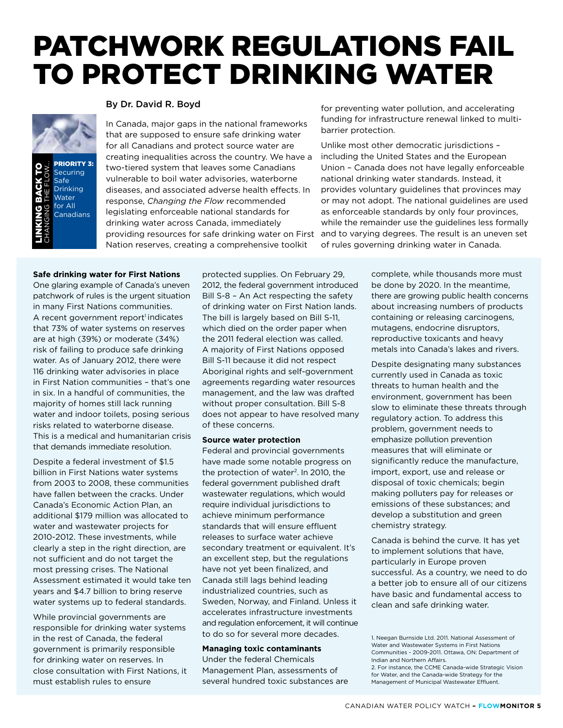# PATCHWORK REGULATIONS FAIL TO PROTECT DRINKING WATER

**LINKING BACK TO** CHANGING THE FLOW...

**PRIORITY 3:** Securing Safe Drinking Water for All Canadians

By Dr. David R. Boyd

In Canada, major gaps in the national frameworks that are supposed to ensure safe drinking water for all Canadians and protect source water are creating inequalities across the country. We have a two-tiered system that leaves some Canadians vulnerable to boil water advisories, waterborne diseases, and associated adverse health effects. In response, *Changing the Flow* recommended legislating enforceable national standards for drinking water across Canada, immediately providing resources for safe drinking water on First Nation reserves, creating a comprehensive toolkit for preventing water pollution, and accelerating funding for infrastructure renewal linked to multi-barrier protection.

Unlike most other democratic jurisdictions – including the United States and the European Union – Canada does not have legally enforceable national drinking water standards. Instead, it provides voluntary guidelines that provinces may or may not adopt. The national guidelines are used as enforceable standards by only four provinces, while the remainder use the guidelines less formally and to varying degrees. The result is an uneven set of rules governing drinking water in Canada.

### Safe drinking water for First Nations

One glaring example of Canada's uneven patchwork of rules is the urgent situation in many First Nations communities. A recent government report[1] indicates that 73% of water systems on reserves are at high (39%) or moderate (34%) risk of failing to produce safe drinking water. As of January 2012, there were 116 drinking water advisories in place in First Nation communities – that's one in six. In a handful of communities, the majority of homes still lack running water and indoor toilets, posing serious risks related to waterborne disease. This is a medical and humanitarian crisis that demands immediate resolution.

Despite a federal investment of $1.5 billion in First Nations water systems from 2003 to 2008, these communities have fallen between the cracks. Under Canada's Economic Action Plan, an additional $179 million was allocated to water and wastewater projects for 2010-2012. These investments, while clearly a step in the right direction, are not sufficient and do not target the most pressing crises. The National Assessment estimated it would take ten years and $4.7 billion to bring reserve water systems up to federal standards.

While provincial governments are responsible for drinking water systems in the rest of Canada, the federal government is primarily responsible for drinking water on reserves. In close consultation with First Nations, it must establish rules to ensure protected supplies. On February 29, 2012, the federal government introduced Bill S-8 – An Act respecting the safety of drinking water on First Nation lands. The bill is largely based on Bill S-11, which died on the order paper when the 2011 federal election was called. A majority of First Nations opposed Bill S-11 because it did not respect Aboriginal rights and self-government agreements regarding water resources management, and the law was drafted without proper consultation. Bill S-8 does not appear to have resolved many of these concerns.

### Source water protection

Federal and provincial governments have made some notable progress on the protection of water[2]. In 2010, the federal government published draft wastewater regulations, which would require individual jurisdictions to achieve minimum performance standards that will ensure effluent releases to surface water achieve secondary treatment or equivalent. It's an excellent step, but the regulations have not yet been finalized, and Canada still lags behind leading industrialized countries, such as Sweden, Norway, and Finland. Unless it accelerates infrastructure investments and regulation enforcement, it will continue to do so for several more decades.

### Managing toxic contaminants

Under the federal Chemicals Management Plan, assessments of several hundred toxic substances are complete, while thousands more must be done by 2020. In the meantime, there are growing public health concerns about increasing numbers of products containing or releasing carcinogens, mutagens, endocrine disruptors, reproductive toxicants and heavy metals into Canada's lakes and rivers.

Despite designating many substances currently used in Canada as toxic threats to human health and the environment, government has been slow to eliminate these threats through regulatory action. To address this problem, government needs to emphasize pollution prevention measures that will eliminate or significantly reduce the manufacture, import, export, use and release or disposal of toxic chemicals; begin making polluters pay for releases or emissions of these substances; and develop a substitution and green chemistry strategy.

Canada is behind the curve. It has yet to implement solutions that have, particularly in Europe proven successful. As a country, we need to do a better job to ensure all of our citizens have basic and fundamental access to clean and safe drinking water.

1. Neegan Burnside Ltd. 2011. National Assessment of Water and Wastewater Systems in First Nations Communities - 2009-2011. Ottawa, ON: Department of Indian and Northern Affairs.
2. For instance, the CCME Canada-wide Strategic Vision for Water, and the Canada-wide Strategy for the Management of Municipal Wastewater Effluent.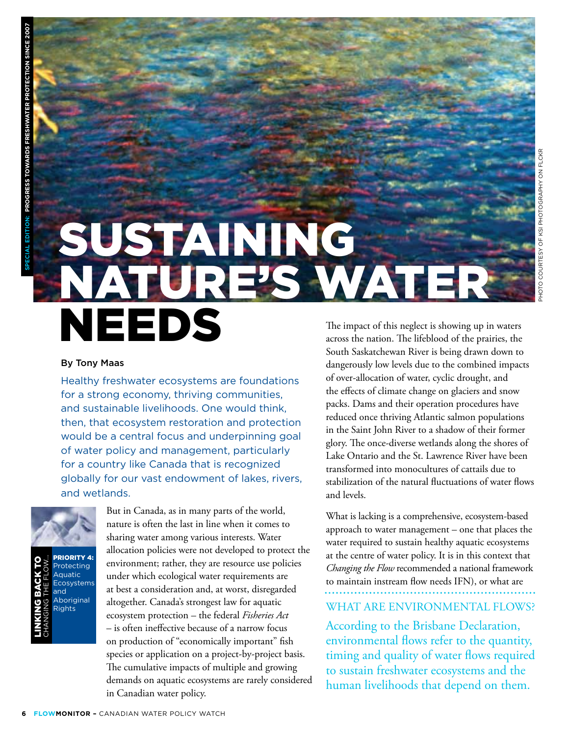# SUSTAINING NATURE'S WATER NEEDS

**By Tony Maas**

Healthy freshwater ecosystems are foundations for a strong economy, thriving communities, and sustainable livelihoods. One would think, then, that ecosystem restoration and protection would be a central focus and underpinning goal of water policy and management, particularly for a country like Canada that is recognized globally for our vast endowment of lakes, rivers, and wetlands.

**LINKING BACK TO** CHANGING THE FLOW...

**PRIORITY 4:** Protecting Aquatic Ecosystems and Aboriginal Rights

But in Canada, as in many parts of the world, nature is often the last in line when it comes to sharing water among various interests. Water allocation policies were not developed to protect the environment; rather, they are resource use policies under which ecological water requirements are at best a consideration and, at worst, disregarded altogether. Canada's strongest law for aquatic ecosystem protection – the federal *Fisheries Act* – is often ineffective because of a narrow focus on production of "economically important" fish species or application on a project-by-project basis. The cumulative impacts of multiple and growing demands on aquatic ecosystems are rarely considered in Canadian water policy.

The impact of this neglect is showing up in waters across the nation. The lifeblood of the prairies, the South Saskatchewan River is being drawn down to dangerously low levels due to the combined impacts of over-allocation of water, cyclic drought, and the effects of climate change on glaciers and snow packs. Dams and their operation procedures have reduced once thriving Atlantic salmon populations in the Saint John River to a shadow of their former glory. The once-diverse wetlands along the shores of Lake Ontario and the St. Lawrence River have been transformed into monocultures of cattails due to stabilization of the natural fluctuations of water flows and levels.

What is lacking is a comprehensive, ecosystem-based approach to water management – one that places the water required to sustain healthy aquatic ecosystems at the centre of water policy. It is in this context that *Changing the Flow* recommended a national framework to maintain instream flow needs IFN), or what are

## WHAT ARE ENVIRONMENTAL FLOWS?

According to the Brisbane Declaration, environmental flows refer to the quantity, timing and quality of water flows required to sustain freshwater ecosystems and the human livelihoods that depend on them.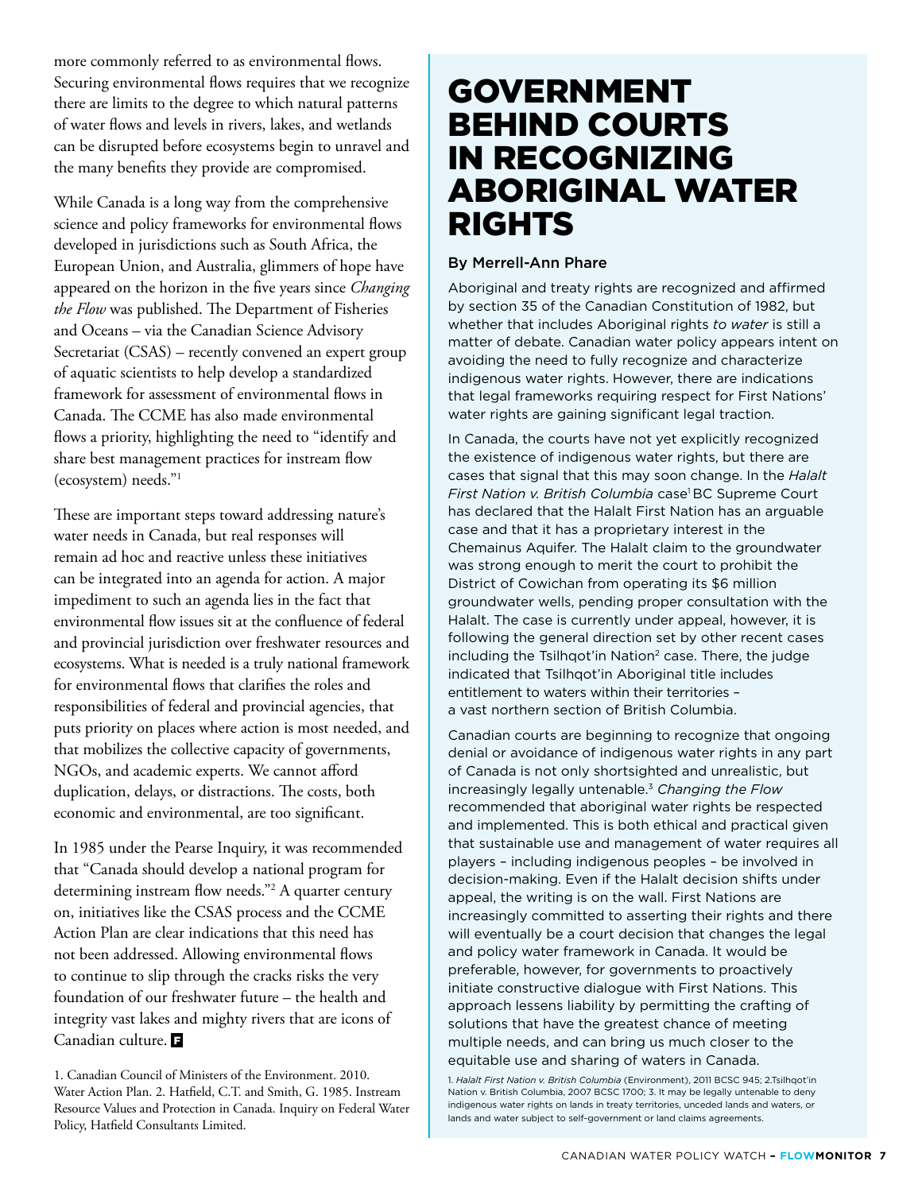more commonly referred to as environmental flows. Securing environmental flows requires that we recognize there are limits to the degree to which natural patterns of water flows and levels in rivers, lakes, and wetlands can be disrupted before ecosystems begin to unravel and the many benefits they provide are compromised.

While Canada is a long way from the comprehensive science and policy frameworks for environmental flows developed in jurisdictions such as South Africa, the European Union, and Australia, glimmers of hope have appeared on the horizon in the five years since *Changing the Flow* was published. The Department of Fisheries and Oceans – via the Canadian Science Advisory Secretariat (CSAS) – recently convened an expert group of aquatic scientists to help develop a standardized framework for assessment of environmental flows in Canada. The CCME has also made environmental flows a priority, highlighting the need to "identify and share best management practices for instream flow (ecosystem) needs."[1]

These are important steps toward addressing nature's water needs in Canada, but real responses will remain ad hoc and reactive unless these initiatives can be integrated into an agenda for action. A major impediment to such an agenda lies in the fact that environmental flow issues sit at the confluence of federal and provincial jurisdiction over freshwater resources and ecosystems. What is needed is a truly national framework for environmental flows that clarifies the roles and responsibilities of federal and provincial agencies, that puts priority on places where action is most needed, and that mobilizes the collective capacity of governments, NGOs, and academic experts. We cannot afford duplication, delays, or distractions. The costs, both economic and environmental, are too significant.

In 1985 under the Pearse Inquiry, it was recommended that "Canada should develop a national program for determining instream flow needs."[2] A quarter century on, initiatives like the CSAS process and the CCME Action Plan are clear indications that this need has not been addressed. Allowing environmental flows to continue to slip through the cracks risks the very foundation of our freshwater future – the health and integrity vast lakes and mighty rivers that are icons of Canadian culture.

1. Canadian Council of Ministers of the Environment. 2010. Water Action Plan. 2. Hatfield, C.T. and Smith, G. 1985. Instream Resource Values and Protection in Canada. Inquiry on Federal Water Policy, Hatfield Consultants Limited.

# GOVERNMENT BEHIND COURTS IN RECOGNIZING ABORIGINAL WATER RIGHTS

**By Merrell-Ann Phare**

Aboriginal and treaty rights are recognized and affirmed by section 35 of the Canadian Constitution of 1982, but whether that includes Aboriginal rights *to water* is still a matter of debate. Canadian water policy appears intent on avoiding the need to fully recognize and characterize indigenous water rights. However, there are indications that legal frameworks requiring respect for First Nations' water rights are gaining significant legal traction.

In Canada, the courts have not yet explicitly recognized the existence of indigenous water rights, but there are cases that signal that this may soon change. In the *Halalt First Nation v. British Columbia* case[1] BC Supreme Court has declared that the Halalt First Nation has an arguable case and that it has a proprietary interest in the Chemainus Aquifer. The Halalt claim to the groundwater was strong enough to merit the court to prohibit the District of Cowichan from operating its $6 million groundwater wells, pending proper consultation with the Halalt. The case is currently under appeal, however, it is following the general direction set by other recent cases including the Tsilhqot'in Nation[2] case. There, the judge indicated that Tsilhqot'in Aboriginal title includes entitlement to waters within their territories – a vast northern section of British Columbia.

Canadian courts are beginning to recognize that ongoing denial or avoidance of indigenous water rights in any part of Canada is not only shortsighted and unrealistic, but increasingly legally untenable.[3] *Changing the Flow* recommended that aboriginal water rights be respected and implemented. This is both ethical and practical given that sustainable use and management of water requires all players – including indigenous peoples – be involved in decision-making. Even if the Halalt decision shifts under appeal, the writing is on the wall. First Nations are increasingly committed to asserting their rights and there will eventually be a court decision that changes the legal and policy water framework in Canada. It would be preferable, however, for governments to proactively initiate constructive dialogue with First Nations. This approach lessens liability by permitting the crafting of solutions that have the greatest chance of meeting multiple needs, and can bring us much closer to the equitable use and sharing of waters in Canada.

1. *Halalt First Nation v. British Columbia* (Environment), 2011 BCSC 945; 2.Tsilhqot'in Nation v. British Columbia, 2007 BCSC 1700; 3. It may be legally untenable to deny indigenous water rights on lands in treaty territories, unceded lands and waters, or lands and water subject to self-government or land claims agreements.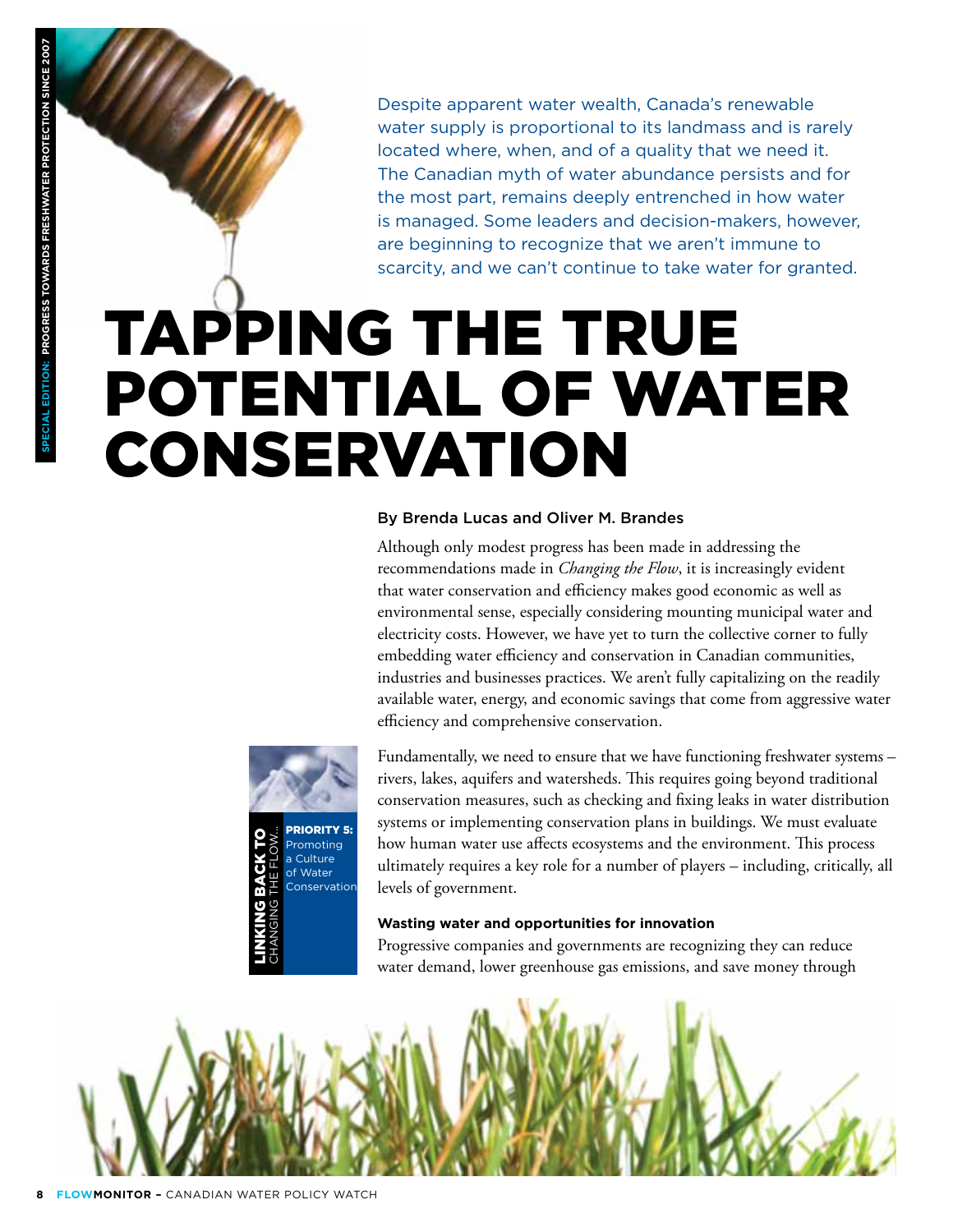Despite apparent water wealth, Canada's renewable water supply is proportional to its landmass and is rarely located where, when, and of a quality that we need it. The Canadian myth of water abundance persists and for the most part, remains deeply entrenched in how water is managed. Some leaders and decision-makers, however, are beginning to recognize that we aren't immune to scarcity, and we can't continue to take water for granted.

# TAPPING THE TRUE POTENTIAL OF WATER CONSERVATION

By Brenda Lucas and Oliver M. Brandes

Although only modest progress has been made in addressing the recommendations made in *Changing the Flow*, it is increasingly evident that water conservation and efficiency makes good economic as well as environmental sense, especially considering mounting municipal water and electricity costs. However, we have yet to turn the collective corner to fully embedding water efficiency and conservation in Canadian communities, industries and businesses practices. We aren't fully capitalizing on the readily available water, energy, and economic savings that come from aggressive water efficiency and comprehensive conservation.

Fundamentally, we need to ensure that we have functioning freshwater systems – rivers, lakes, aquifers and watersheds. This requires going beyond traditional conservation measures, such as checking and fixing leaks in water distribution systems or implementing conservation plans in buildings. We must evaluate how human water use affects ecosystems and the environment. This process ultimately requires a key role for a number of players – including, critically, all levels of government.

**LINKING BACK TO** CHANGING THE FLOW...

**PRIORITY 5:** Promoting a Culture of Water Conservation

### Wasting water and opportunities for innovation

Progressive companies and governments are recognizing they can reduce water demand, lower greenhouse gas emissions, and save money through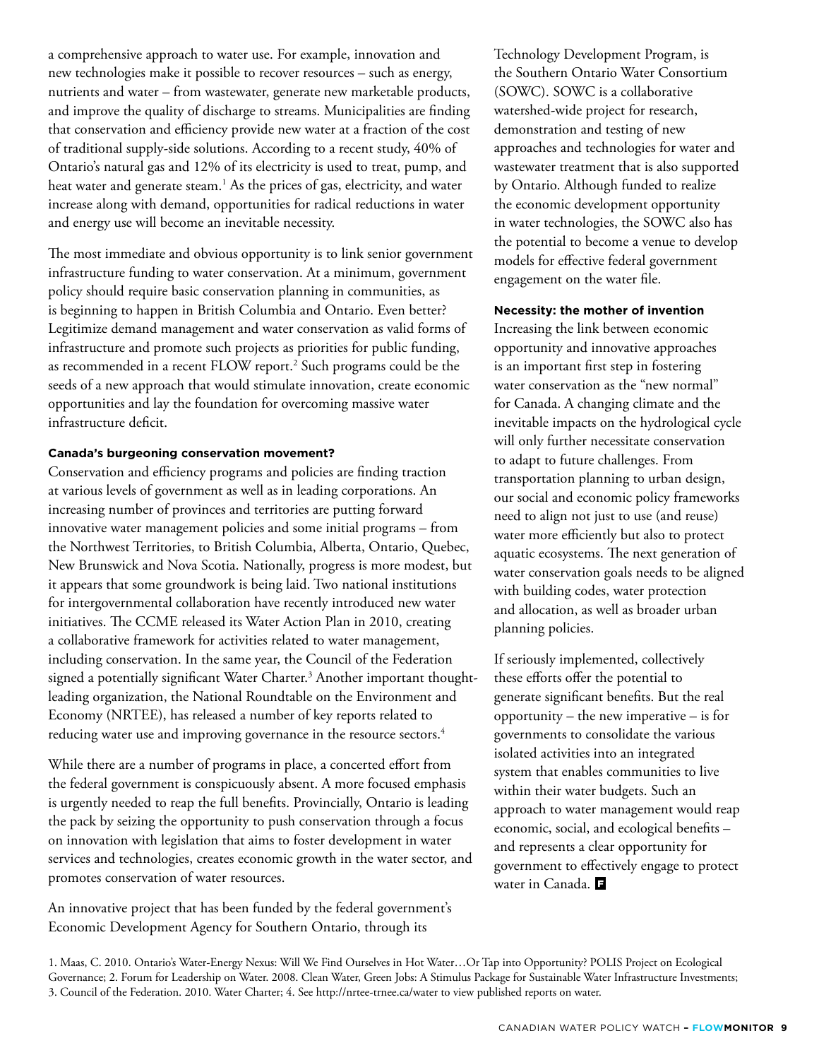a comprehensive approach to water use. For example, innovation and new technologies make it possible to recover resources – such as energy, nutrients and water – from wastewater, generate new marketable products, and improve the quality of discharge to streams. Municipalities are finding that conservation and efficiency provide new water at a fraction of the cost of traditional supply-side solutions. According to a recent study, 40% of Ontario's natural gas and 12% of its electricity is used to treat, pump, and heat water and generate steam.[1] As the prices of gas, electricity, and water increase along with demand, opportunities for radical reductions in water and energy use will become an inevitable necessity.

The most immediate and obvious opportunity is to link senior government infrastructure funding to water conservation. At a minimum, government policy should require basic conservation planning in communities, as is beginning to happen in British Columbia and Ontario. Even better? Legitimize demand management and water conservation as valid forms of infrastructure and promote such projects as priorities for public funding, as recommended in a recent FLOW report.[2] Such programs could be the seeds of a new approach that would stimulate innovation, create economic opportunities and lay the foundation for overcoming massive water infrastructure deficit.

#### Canada's burgeoning conservation movement?

Conservation and efficiency programs and policies are finding traction at various levels of government as well as in leading corporations. An increasing number of provinces and territories are putting forward innovative water management policies and some initial programs – from the Northwest Territories, to British Columbia, Alberta, Ontario, Quebec, New Brunswick and Nova Scotia. Nationally, progress is more modest, but it appears that some groundwork is being laid. Two national institutions for intergovernmental collaboration have recently introduced new water initiatives. The CCME released its Water Action Plan in 2010, creating a collaborative framework for activities related to water management, including conservation. In the same year, the Council of the Federation signed a potentially significant Water Charter.[3] Another important thought-leading organization, the National Roundtable on the Environment and Economy (NRTEE), has released a number of key reports related to reducing water use and improving governance in the resource sectors.[4]

While there are a number of programs in place, a concerted effort from the federal government is conspicuously absent. A more focused emphasis is urgently needed to reap the full benefits. Provincially, Ontario is leading the pack by seizing the opportunity to push conservation through a focus on innovation with legislation that aims to foster development in water services and technologies, creates economic growth in the water sector, and promotes conservation of water resources.

An innovative project that has been funded by the federal government's Economic Development Agency for Southern Ontario, through its Technology Development Program, is the Southern Ontario Water Consortium (SOWC). SOWC is a collaborative watershed-wide project for research, demonstration and testing of new approaches and technologies for water and wastewater treatment that is also supported by Ontario. Although funded to realize the economic development opportunity in water technologies, the SOWC also has the potential to become a venue to develop models for effective federal government engagement on the water file.

#### Necessity: the mother of invention

Increasing the link between economic opportunity and innovative approaches is an important first step in fostering water conservation as the "new normal" for Canada. A changing climate and the inevitable impacts on the hydrological cycle will only further necessitate conservation to adapt to future challenges. From transportation planning to urban design, our social and economic policy frameworks need to align not just to use (and reuse) water more efficiently but also to protect aquatic ecosystems. The next generation of water conservation goals needs to be aligned with building codes, water protection and allocation, as well as broader urban planning policies.

If seriously implemented, collectively these efforts offer the potential to generate significant benefits. But the real opportunity – the new imperative – is for governments to consolidate the various isolated activities into an integrated system that enables communities to live within their water budgets. Such an approach to water management would reap economic, social, and ecological benefits – and represents a clear opportunity for government to effectively engage to protect water in Canada.

1. Maas, C. 2010. Ontario's Water-Energy Nexus: Will We Find Ourselves in Hot Water…Or Tap into Opportunity? POLIS Project on Ecological Governance; 2. Forum for Leadership on Water. 2008. Clean Water, Green Jobs: A Stimulus Package for Sustainable Water Infrastructure Investments; 3. Council of the Federation. 2010. Water Charter; 4. See http://nrtee-trnee.ca/water to view published reports on water.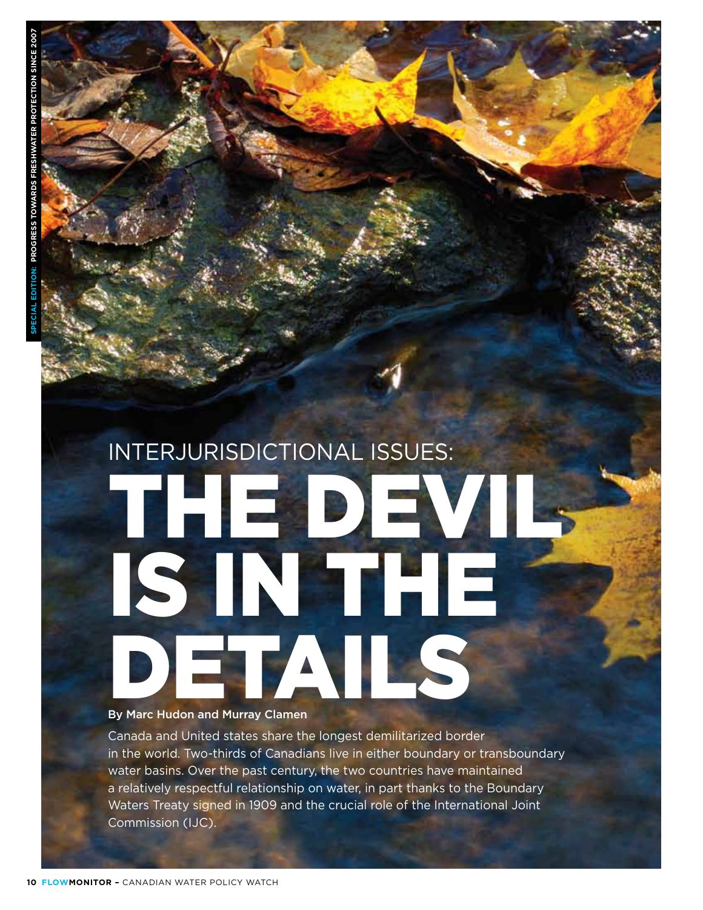# INTERJURISDICTIONAL ISSUES: THE DEVIL IS IN THE DETAILS

**By Marc Hudon and Murray Clamen**

Canada and United states share the longest demilitarized border in the world. Two-thirds of Canadians live in either boundary or transboundary water basins. Over the past century, the two countries have maintained a relatively respectful relationship on water, in part thanks to the Boundary Waters Treaty signed in 1909 and the crucial role of the International Joint Commission (IJC).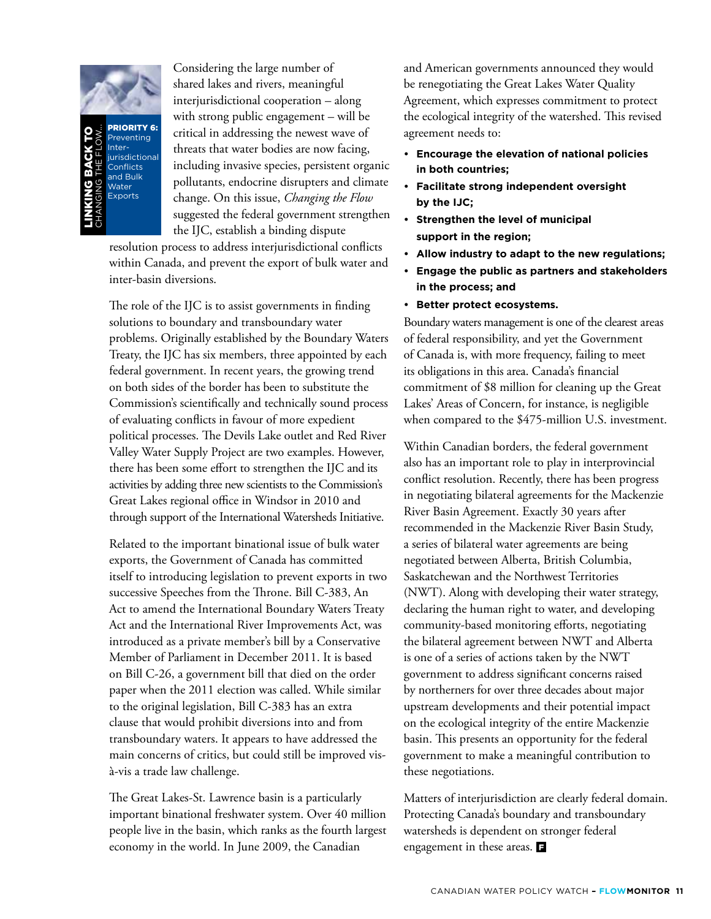**LINKING BACK TO** CHANGING THE FLOW...

**PRIORITY 6:** Preventing Inter-jurisdictional Conflicts and Bulk Water Exports

Considering the large number of shared lakes and rivers, meaningful interjurisdictional cooperation – along with strong public engagement – will be critical in addressing the newest wave of threats that water bodies are now facing, including invasive species, persistent organic pollutants, endocrine disrupters and climate change. On this issue, *Changing the Flow* suggested the federal government strengthen the IJC, establish a binding dispute resolution process to address interjurisdictional conflicts within Canada, and prevent the export of bulk water and inter-basin diversions.

The role of the IJC is to assist governments in finding solutions to boundary and transboundary water problems. Originally established by the Boundary Waters Treaty, the IJC has six members, three appointed by each federal government. In recent years, the growing trend on both sides of the border has been to substitute the Commission's scientifically and technically sound process of evaluating conflicts in favour of more expedient political processes. The Devils Lake outlet and Red River Valley Water Supply Project are two examples. However, there has been some effort to strengthen the IJC and its activities by adding three new scientists to the Commission's Great Lakes regional office in Windsor in 2010 and through support of the International Watersheds Initiative.

Related to the important binational issue of bulk water exports, the Government of Canada has committed itself to introducing legislation to prevent exports in two successive Speeches from the Throne. Bill C-383, An Act to amend the International Boundary Waters Treaty Act and the International River Improvements Act, was introduced as a private member's bill by a Conservative Member of Parliament in December 2011. It is based on Bill C-26, a government bill that died on the order paper when the 2011 election was called. While similar to the original legislation, Bill C-383 has an extra clause that would prohibit diversions into and from transboundary waters. It appears to have addressed the main concerns of critics, but could still be improved vis-à-vis a trade law challenge.

The Great Lakes-St. Lawrence basin is a particularly important binational freshwater system. Over 40 million people live in the basin, which ranks as the fourth largest economy in the world. In June 2009, the Canadian and American governments announced they would be renegotiating the Great Lakes Water Quality Agreement, which expresses commitment to protect the ecological integrity of the watershed. This revised agreement needs to:

- **Encourage the elevation of national policies in both countries;**
- **Facilitate strong independent oversight by the IJC;**
- **Strengthen the level of municipal support in the region;**
- **Allow industry to adapt to the new regulations;**
- **Engage the public as partners and stakeholders in the process; and**
- **Better protect ecosystems.**

Boundary waters management is one of the clearest areas of federal responsibility, and yet the Government of Canada is, with more frequency, failing to meet its obligations in this area. Canada's financial commitment of $8 million for cleaning up the Great Lakes' Areas of Concern, for instance, is negligible when compared to the $475-million U.S. investment.

Within Canadian borders, the federal government also has an important role to play in interprovincial conflict resolution. Recently, there has been progress in negotiating bilateral agreements for the Mackenzie River Basin Agreement. Exactly 30 years after recommended in the Mackenzie River Basin Study, a series of bilateral water agreements are being negotiated between Alberta, British Columbia, Saskatchewan and the Northwest Territories (NWT). Along with developing their water strategy, declaring the human right to water, and developing community-based monitoring efforts, negotiating the bilateral agreement between NWT and Alberta is one of a series of actions taken by the NWT government to address significant concerns raised by northerners for over three decades about major upstream developments and their potential impact on the ecological integrity of the entire Mackenzie basin. This presents an opportunity for the federal government to make a meaningful contribution to these negotiations.

Matters of interjurisdiction are clearly federal domain. Protecting Canada's boundary and transboundary watersheds is dependent on stronger federal engagement in these areas.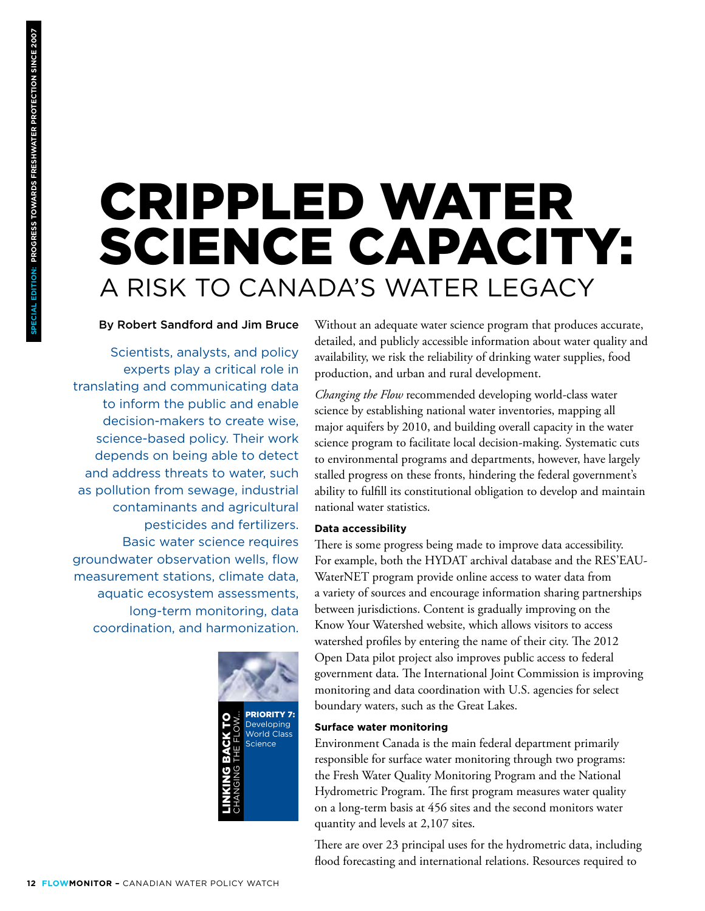# CRIPPLED WATER SCIENCE CAPACITY:

## A RISK TO CANADA'S WATER LEGACY

By Robert Sandford and Jim Bruce

Scientists, analysts, and policy experts play a critical role in translating and communicating data to inform the public and enable decision-makers to create wise, science-based policy. Their work depends on being able to detect and address threats to water, such as pollution from sewage, industrial contaminants and agricultural pesticides and fertilizers. Basic water science requires groundwater observation wells, flow measurement stations, climate data, aquatic ecosystem assessments, long-term monitoring, data coordination, and harmonization.

**LINKING BACK TO** CHANGING THE FLOW... **PRIORITY 7:** Developing World Class Science

Without an adequate water science program that produces accurate, detailed, and publicly accessible information about water quality and availability, we risk the reliability of drinking water supplies, food production, and urban and rural development.

*Changing the Flow* recommended developing world-class water science by establishing national water inventories, mapping all major aquifers by 2010, and building overall capacity in the water science program to facilitate local decision-making. Systematic cuts to environmental programs and departments, however, have largely stalled progress on these fronts, hindering the federal government's ability to fulfill its constitutional obligation to develop and maintain national water statistics.

### Data accessibility

There is some progress being made to improve data accessibility. For example, both the HYDAT archival database and the RES'EAU-WaterNET program provide online access to water data from a variety of sources and encourage information sharing partnerships between jurisdictions. Content is gradually improving on the Know Your Watershed website, which allows visitors to access watershed profiles by entering the name of their city. The 2012 Open Data pilot project also improves public access to federal government data. The International Joint Commission is improving monitoring and data coordination with U.S. agencies for select boundary waters, such as the Great Lakes.

### Surface water monitoring

Environment Canada is the main federal department primarily responsible for surface water monitoring through two programs: the Fresh Water Quality Monitoring Program and the National Hydrometric Program. The first program measures water quality on a long-term basis at 456 sites and the second monitors water quantity and levels at 2,107 sites.

There are over 23 principal uses for the hydrometric data, including flood forecasting and international relations. Resources required to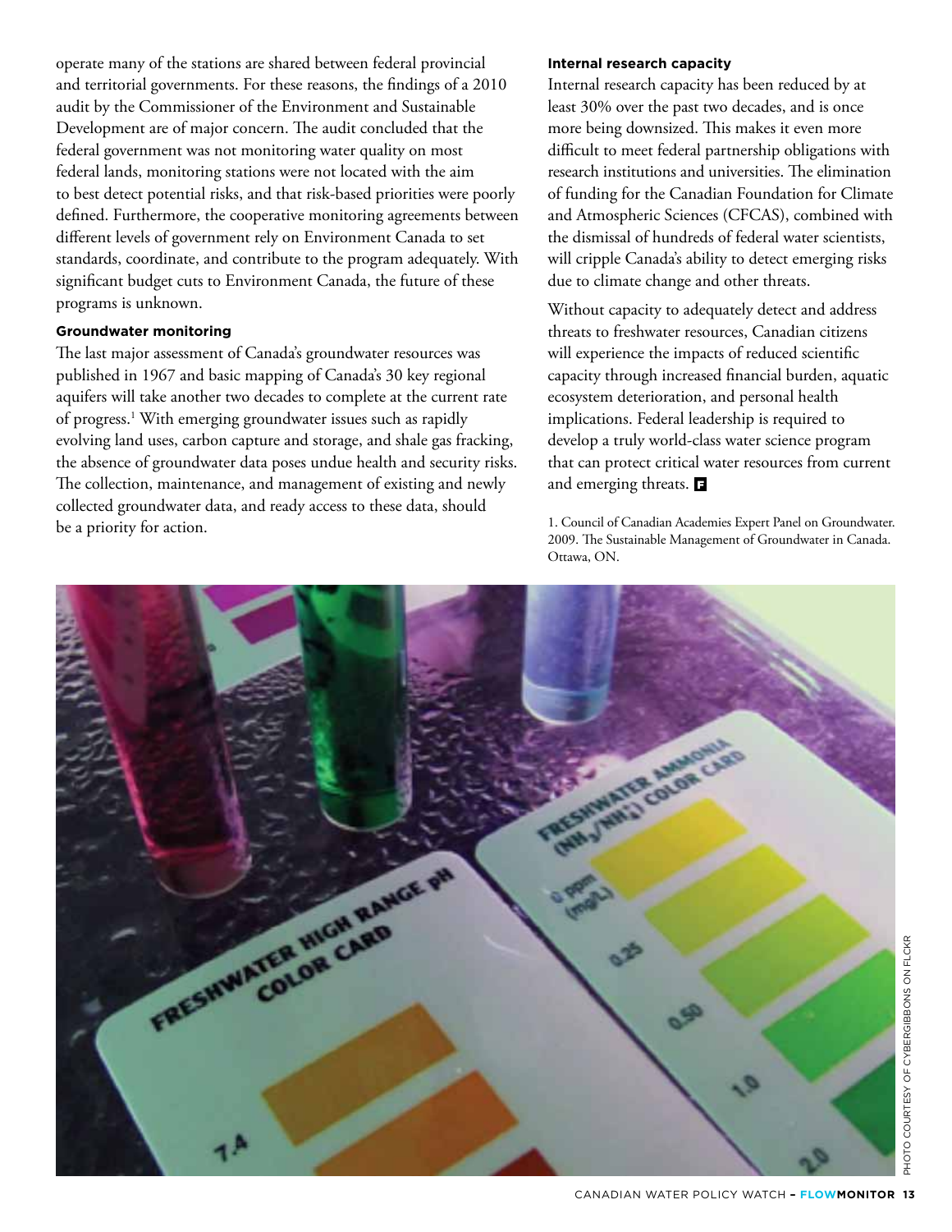operate many of the stations are shared between federal provincial and territorial governments. For these reasons, the findings of a 2010 audit by the Commissioner of the Environment and Sustainable Development are of major concern. The audit concluded that the federal government was not monitoring water quality on most federal lands, monitoring stations were not located with the aim to best detect potential risks, and that risk-based priorities were poorly defined. Furthermore, the cooperative monitoring agreements between different levels of government rely on Environment Canada to set standards, coordinate, and contribute to the program adequately. With significant budget cuts to Environment Canada, the future of these programs is unknown.

**Groundwater monitoring**

The last major assessment of Canada's groundwater resources was published in 1967 and basic mapping of Canada's 30 key regional aquifers will take another two decades to complete at the current rate of progress.[1] With emerging groundwater issues such as rapidly evolving land uses, carbon capture and storage, and shale gas fracking, the absence of groundwater data poses undue health and security risks. The collection, maintenance, and management of existing and newly collected groundwater data, and ready access to these data, should be a priority for action.

**Internal research capacity**

Internal research capacity has been reduced by at least 30% over the past two decades, and is once more being downsized. This makes it even more difficult to meet federal partnership obligations with research institutions and universities. The elimination of funding for the Canadian Foundation for Climate and Atmospheric Sciences (CFCAS), combined with the dismissal of hundreds of federal water scientists, will cripple Canada's ability to detect emerging risks due to climate change and other threats.

Without capacity to adequately detect and address threats to freshwater resources, Canadian citizens will experience the impacts of reduced scientific capacity through increased financial burden, aquatic ecosystem deterioration, and personal health implications. Federal leadership is required to develop a truly world-class water science program that can protect critical water resources from current and emerging threats.

1. Council of Canadian Academies Expert Panel on Groundwater. 2009. The Sustainable Management of Groundwater in Canada. Ottawa, ON.

PHOTO COURTESY OF CYBERGIBBONS ON FLICKR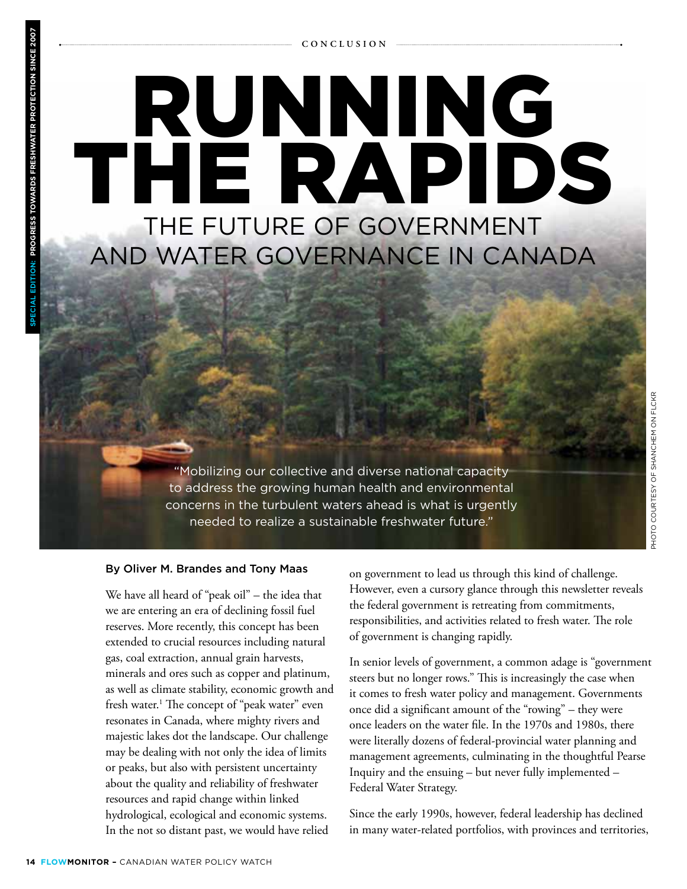CONCLUSION

# RUNNING THE RAPIDS

## THE FUTURE OF GOVERNMENT AND WATER GOVERNANCE IN CANADA

"Mobilizing our collective and diverse national capacity to address the growing human health and environmental concerns in the turbulent waters ahead is what is urgently needed to realize a sustainable freshwater future."

PHOTO COURTESY OF SHANCHEM ON FLCKR

By Oliver M. Brandes and Tony Maas

We have all heard of "peak oil" – the idea that we are entering an era of declining fossil fuel reserves. More recently, this concept has been extended to crucial resources including natural gas, coal extraction, annual grain harvests, minerals and ores such as copper and platinum, as well as climate stability, economic growth and fresh water.[1] The concept of "peak water" even resonates in Canada, where mighty rivers and majestic lakes dot the landscape. Our challenge may be dealing with not only the idea of limits or peaks, but also with persistent uncertainty about the quality and reliability of freshwater resources and rapid change within linked hydrological, ecological and economic systems. In the not so distant past, we would have relied on government to lead us through this kind of challenge. However, even a cursory glance through this newsletter reveals the federal government is retreating from commitments, responsibilities, and activities related to fresh water. The role of government is changing rapidly.

In senior levels of government, a common adage is "government steers but no longer rows." This is increasingly the case when it comes to fresh water policy and management. Governments once did a significant amount of the "rowing" – they were once leaders on the water file. In the 1970s and 1980s, there were literally dozens of federal-provincial water planning and management agreements, culminating in the thoughtful Pearse Inquiry and the ensuing – but never fully implemented – Federal Water Strategy.

Since the early 1990s, however, federal leadership has declined in many water-related portfolios, with provinces and territories,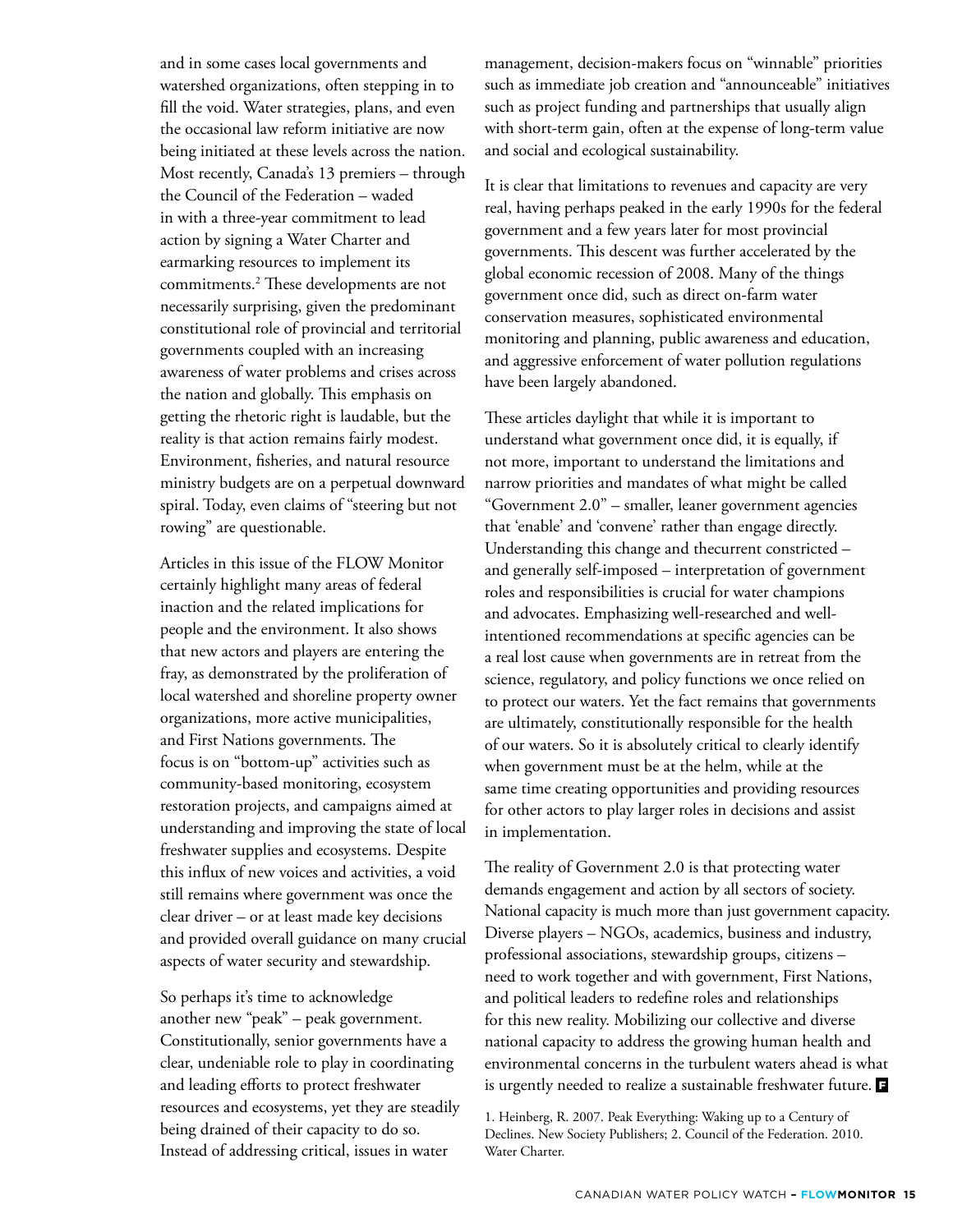and in some cases local governments and watershed organizations, often stepping in to fill the void. Water strategies, plans, and even the occasional law reform initiative are now being initiated at these levels across the nation. Most recently, Canada's 13 premiers – through the Council of the Federation – waded in with a three-year commitment to lead action by signing a Water Charter and earmarking resources to implement its commitments.[2] These developments are not necessarily surprising, given the predominant constitutional role of provincial and territorial governments coupled with an increasing awareness of water problems and crises across the nation and globally. This emphasis on getting the rhetoric right is laudable, but the reality is that action remains fairly modest. Environment, fisheries, and natural resource ministry budgets are on a perpetual downward spiral. Today, even claims of "steering but not rowing" are questionable.

Articles in this issue of the FLOW Monitor certainly highlight many areas of federal inaction and the related implications for people and the environment. It also shows that new actors and players are entering the fray, as demonstrated by the proliferation of local watershed and shoreline property owner organizations, more active municipalities, and First Nations governments. The focus is on "bottom-up" activities such as community-based monitoring, ecosystem restoration projects, and campaigns aimed at understanding and improving the state of local freshwater supplies and ecosystems. Despite this influx of new voices and activities, a void still remains where government was once the clear driver – or at least made key decisions and provided overall guidance on many crucial aspects of water security and stewardship.

So perhaps it's time to acknowledge another new "peak" – peak government. Constitutionally, senior governments have a clear, undeniable role to play in coordinating and leading efforts to protect freshwater resources and ecosystems, yet they are steadily being drained of their capacity to do so. Instead of addressing critical, issues in water management, decision-makers focus on "winnable" priorities such as immediate job creation and "announceable" initiatives such as project funding and partnerships that usually align with short-term gain, often at the expense of long-term value and social and ecological sustainability.

It is clear that limitations to revenues and capacity are very real, having perhaps peaked in the early 1990s for the federal government and a few years later for most provincial governments. This descent was further accelerated by the global economic recession of 2008. Many of the things government once did, such as direct on-farm water conservation measures, sophisticated environmental monitoring and planning, public awareness and education, and aggressive enforcement of water pollution regulations have been largely abandoned.

These articles daylight that while it is important to understand what government once did, it is equally, if not more, important to understand the limitations and narrow priorities and mandates of what might be called "Government 2.0" – smaller, leaner government agencies that 'enable' and 'convene' rather than engage directly. Understanding this change and thecurrent constricted – and generally self-imposed – interpretation of government roles and responsibilities is crucial for water champions and advocates. Emphasizing well-researched and well-intentioned recommendations at specific agencies can be a real lost cause when governments are in retreat from the science, regulatory, and policy functions we once relied on to protect our waters. Yet the fact remains that governments are ultimately, constitutionally responsible for the health of our waters. So it is absolutely critical to clearly identify when government must be at the helm, while at the same time creating opportunities and providing resources for other actors to play larger roles in decisions and assist in implementation.

The reality of Government 2.0 is that protecting water demands engagement and action by all sectors of society. National capacity is much more than just government capacity. Diverse players – NGOs, academics, business and industry, professional associations, stewardship groups, citizens – need to work together and with government, First Nations, and political leaders to redefine roles and relationships for this new reality. Mobilizing our collective and diverse national capacity to address the growing human health and environmental concerns in the turbulent waters ahead is what is urgently needed to realize a sustainable freshwater future.

1. Heinberg, R. 2007. Peak Everything: Waking up to a Century of Declines. New Society Publishers; 2. Council of the Federation. 2010. Water Charter.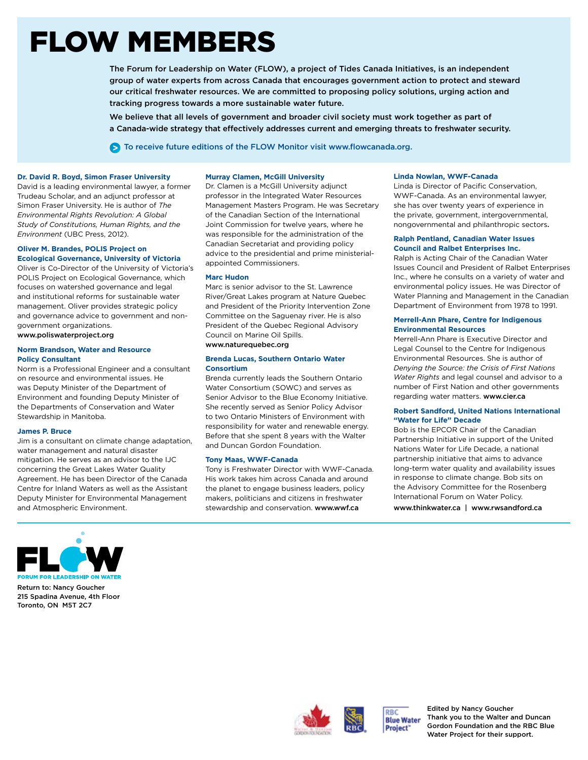# FLOW MEMBERS

**The Forum for Leadership on Water (FLOW), a project of Tides Canada Initiatives, is an independent group of water experts from across Canada that encourages government action to protect and steward our critical freshwater resources. We are committed to proposing policy solutions, urging action and tracking progress towards a more sustainable water future.**

**We believe that all levels of government and broader civil society must work together as part of a Canada-wide strategy that effectively addresses current and emerging threats to freshwater security.**

To receive future editions of the FLOW Monitor visit www.flowcanada.org.

**Dr. David R. Boyd, Simon Fraser University**
David is a leading environmental lawyer, a former Trudeau Scholar, and an adjunct professor at Simon Fraser University. He is author of *The Environmental Rights Revolution: A Global Study of Constitutions, Human Rights, and the Environment* (UBC Press, 2012).

**Oliver M. Brandes, POLIS Project on Ecological Governance, University of Victoria**
Oliver is Co-Director of the University of Victoria's POLIS Project on Ecological Governance, which focuses on watershed governance and legal and institutional reforms for sustainable water management. Oliver provides strategic policy and governance advice to government and non-government organizations.
**www.poliswaterproject.org**

**Norm Brandson, Water and Resource Policy Consultant**
Norm is a Professional Engineer and a consultant on resource and environmental issues. He was Deputy Minister of the Department of Environment and founding Deputy Minister of the Departments of Conservation and Water Stewardship in Manitoba.

**James P. Bruce**
Jim is a consultant on climate change adaptation, water management and natural disaster mitigation. He serves as an advisor to the IJC concerning the Great Lakes Water Quality Agreement. He has been Director of the Canada Centre for Inland Waters as well as the Assistant Deputy Minister for Environmental Management and Atmospheric Environment.

**Murray Clamen, McGill University**
Dr. Clamen is a McGill University adjunct professor in the Integrated Water Resources Management Masters Program. He was Secretary of the Canadian Section of the International Joint Commission for twelve years, where he was responsible for the administration of the Canadian Secretariat and providing policy advice to the presidential and prime ministerial-appointed Commissioners.

**Marc Hudon**
Marc is senior advisor to the St. Lawrence River/Great Lakes program at Nature Quebec and President of the Priority Intervention Zone Committee on the Saguenay river. He is also President of the Quebec Regional Advisory Council on Marine Oil Spills.
**www.naturequebec.org**

**Brenda Lucas, Southern Ontario Water Consortium**
Brenda currently leads the Southern Ontario Water Consortium (SOWC) and serves as Senior Advisor to the Blue Economy Initiative. She recently served as Senior Policy Advisor to two Ontario Ministers of Environment with responsibility for water and renewable energy. Before that she spent 8 years with the Walter and Duncan Gordon Foundation.

**Tony Maas, WWF-Canada**
Tony is Freshwater Director with WWF-Canada. His work takes him across Canada and around the planet to engage business leaders, policy makers, politicians and citizens in freshwater stewardship and conservation. **www.wwf.ca**

**Linda Nowlan, WWF-Canada**
Linda is Director of Pacific Conservation, WWF-Canada. As an environmental lawyer, she has over twenty years of experience in the private, government, intergovernmental, nongovernmental and philanthropic sectors.

**Ralph Pentland, Canadian Water Issues Council and Ralbet Enterprises Inc.**
Ralph is Acting Chair of the Canadian Water Issues Council and President of Ralbet Enterprises Inc., where he consults on a variety of water and environmental policy issues. He was Director of Water Planning and Management in the Canadian Department of Environment from 1978 to 1991.

**Merrell-Ann Phare, Centre for Indigenous Environmental Resources**
Merrell-Ann Phare is Executive Director and Legal Counsel to the Centre for Indigenous Environmental Resources. She is author of *Denying the Source: the Crisis of First Nations Water Rights* and legal counsel and advisor to a number of First Nation and other governments regarding water matters. **www.cier.ca**

**Robert Sandford, United Nations International "Water for Life" Decade**
Bob is the EPCOR Chair of the Canadian Partnership Initiative in support of the United Nations Water for Life Decade, a national partnership initiative that aims to advance long-term water quality and availability issues in response to climate change. Bob sits on the Advisory Committee for the Rosenberg International Forum on Water Policy.
**www.thinkwater.ca | www.rwsandford.ca**

FLOW
FORUM FOR LEADERSHIP ON WATER

Return to: Nancy Goucher
215 Spadina Avenue, 4th Floor
Toronto, ON M5T 2C7

**Edited by Nancy Goucher**
**Thank you to the Walter and Duncan Gordon Foundation and the RBC Blue Water Project for their support.**